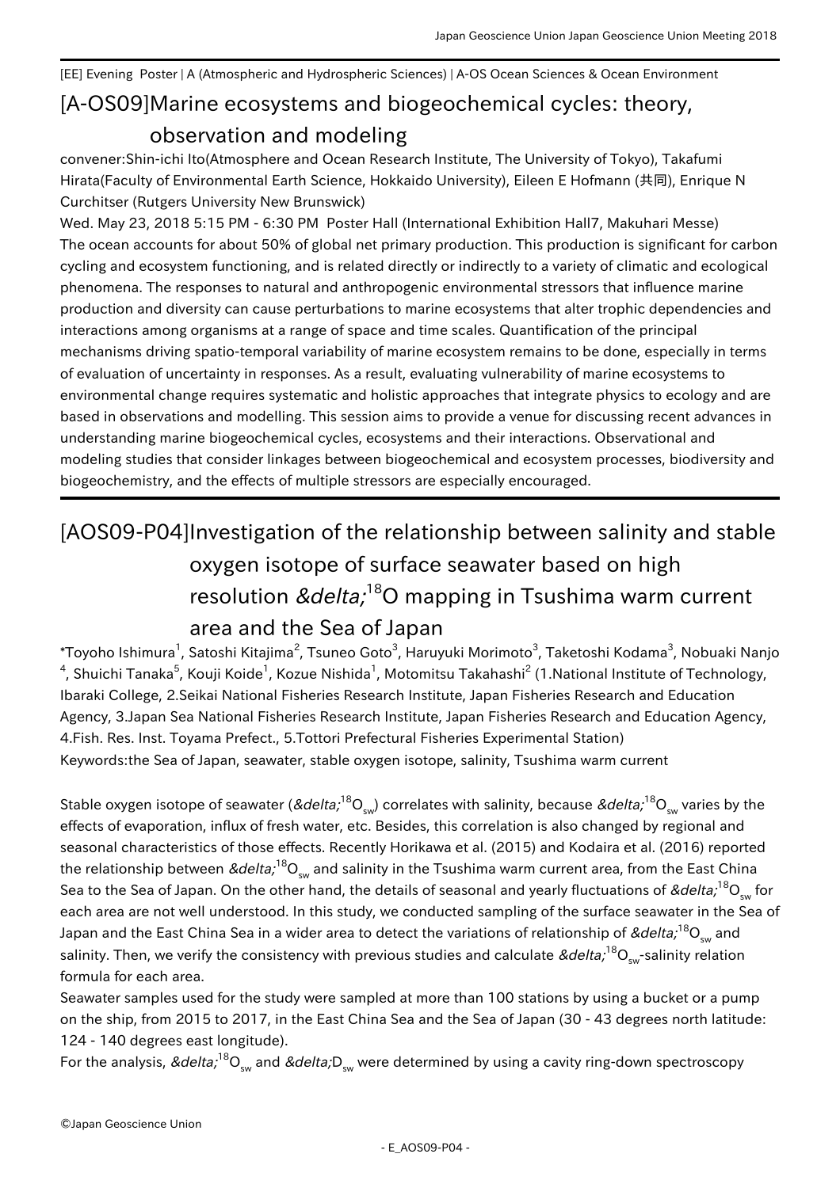[EE] Evening Poster | A (Atmospheric and Hydrospheric Sciences) | A-OS Ocean Sciences & Ocean Environment

## [A-OS09]Marine ecosystems and biogeochemical cycles: theory, observation and modeling

convener:Shin-ichi Ito(Atmosphere and Ocean Research Institute, The University of Tokyo), Takafumi Hirata(Faculty of Environmental Earth Science, Hokkaido University), Eileen E Hofmann (共同), Enrique N Curchitser (Rutgers University New Brunswick)

Wed. May 23, 2018 5:15 PM - 6:30 PM Poster Hall (International Exhibition Hall7, Makuhari Messe)

The ocean accounts for about 50% of global net primary production. This production is significant for carbon cycling and ecosystem functioning, and is related directly or indirectly to a variety of climatic and ecological phenomena. The responses to natural and anthropogenic environmental stressors that influence marine production and diversity can cause perturbations to marine ecosystems that alter trophic dependencies and interactions among organisms at a range of space and time scales. Quantification of the principal mechanisms driving spatio-temporal variability of marine ecosystem remains to be done, especially in terms of evaluation of uncertainty in responses. As a result, evaluating vulnerability of marine ecosystems to environmental change requires systematic and holistic approaches that integrate physics to ecology and are based in observations and modelling. This session aims to provide a venue for discussing recent advances in understanding marine biogeochemical cycles, ecosystems and their interactions. Observational and modeling studies that consider linkages between biogeochemical and ecosystem processes, biodiversity and biogeochemistry, and the effects of multiple stressors are especially encouraged.

---

## [AOS09-P04]Investigation of the relationship between salinity and stable oxygen isotope of surface seawater based on high resolution &delta;$^{18}$O mapping in Tsushima warm current area and the Sea of Japan

*Toyoho Ishimura[1], Satoshi Kitajima[2], Tsuneo Goto[3], Haruyuki Morimoto[3], Taketoshi Kodama[3], Nobuaki Nanjo[4], Shuichi Tanaka[5], Kouji Koide[1], Kozue Nishida[1], Motomitsu Takahashi[2] (1.National Institute of Technology, Ibaraki College, 2.Seikai National Fisheries Research Institute, Japan Fisheries Research and Education Agency, 3.Japan Sea National Fisheries Research Institute, Japan Fisheries Research and Education Agency, 4.Fish. Res. Inst. Toyama Prefect., 5.Tottori Prefectural Fisheries Experimental Station)

Keywords:the Sea of Japan, seawater, stable oxygen isotope, salinity, Tsushima warm current

Stable oxygen isotope of seawater (&delta;$^{18}O_{sw}$) correlates with salinity, because &delta;$^{18}O_{sw}$ varies by the effects of evaporation, influx of fresh water, etc. Besides, this correlation is also changed by regional and seasonal characteristics of those effects. Recently Horikawa et al. (2015) and Kodaira et al. (2016) reported the relationship between &delta;$^{18}O_{sw}$ and salinity in the Tsushima warm current area, from the East China Sea to the Sea of Japan. On the other hand, the details of seasonal and yearly fluctuations of &delta;$^{18}O_{sw}$ for each area are not well understood. In this study, we conducted sampling of the surface seawater in the Sea of Japan and the East China Sea in a wider area to detect the variations of relationship of &delta;$^{18}O_{sw}$ and salinity. Then, we verify the consistency with previous studies and calculate &delta;$^{18}O_{sw}$-salinity relation formula for each area.

Seawater samples used for the study were sampled at more than 100 stations by using a bucket or a pump on the ship, from 2015 to 2017, in the East China Sea and the Sea of Japan (30 - 43 degrees north latitude: 124 - 140 degrees east longitude).

For the analysis, &delta;$^{18}O_{sw}$ and &delta;$D_{sw}$ were determined by using a cavity ring-down spectroscopy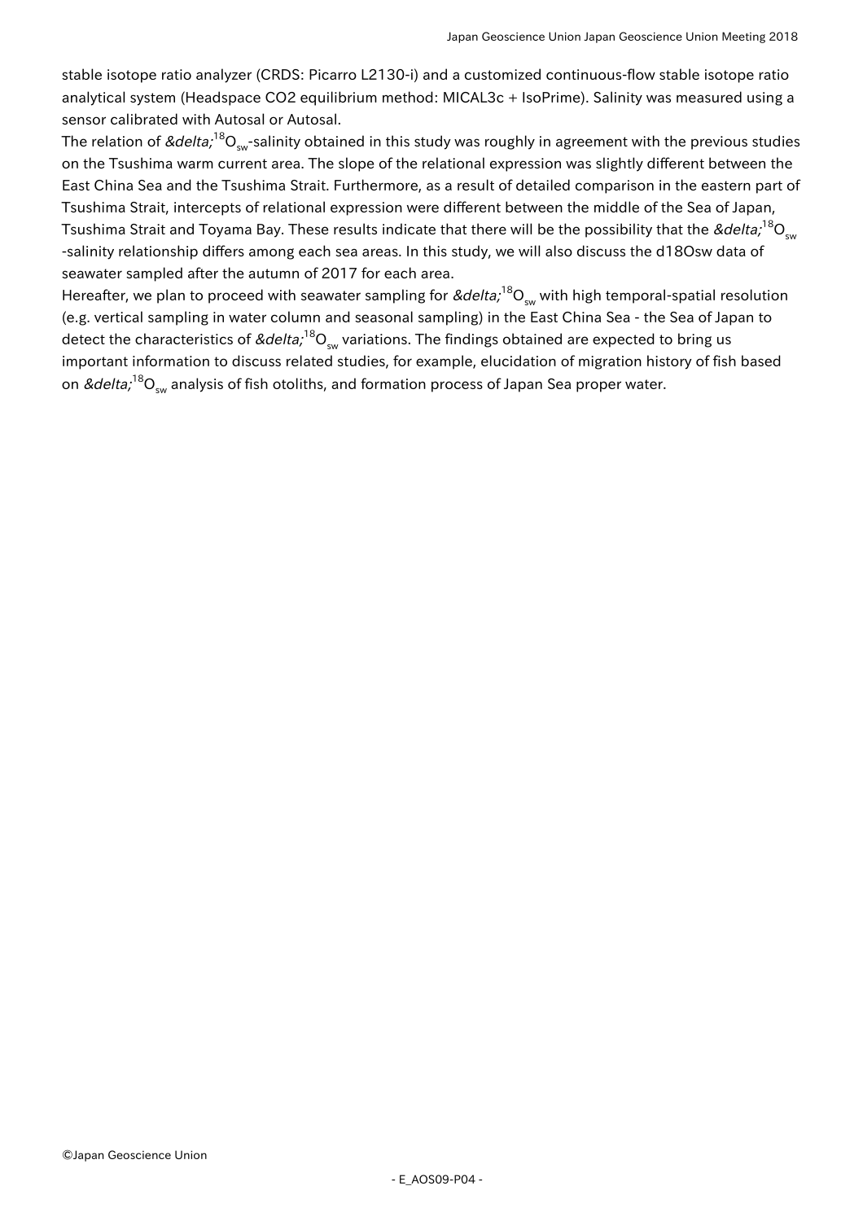stable isotope ratio analyzer (CRDS: Picarro L2130-i) and a customized continuous-flow stable isotope ratio analytical system (Headspace CO2 equilibrium method: MICAL3c + IsoPrime). Salinity was measured using a sensor calibrated with Autosal or Autosal.

The relation of $\delta^{18}O_{sw}$-salinity obtained in this study was roughly in agreement with the previous studies on the Tsushima warm current area. The slope of the relational expression was slightly different between the East China Sea and the Tsushima Strait. Furthermore, as a result of detailed comparison in the eastern part of Tsushima Strait, intercepts of relational expression were different between the middle of the Sea of Japan, Tsushima Strait and Toyama Bay. These results indicate that there will be the possibility that the $\delta^{18}O_{sw}$ -salinity relationship differs among each sea areas. In this study, we will also discuss the d18Osw data of seawater sampled after the autumn of 2017 for each area.

Hereafter, we plan to proceed with seawater sampling for $\delta^{18}O_{sw}$ with high temporal-spatial resolution (e.g. vertical sampling in water column and seasonal sampling) in the East China Sea - the Sea of Japan to detect the characteristics of $\delta^{18}O_{sw}$ variations. The findings obtained are expected to bring us important information to discuss related studies, for example, elucidation of migration history of fish based on $\delta^{18}O_{sw}$ analysis of fish otoliths, and formation process of Japan Sea proper water.